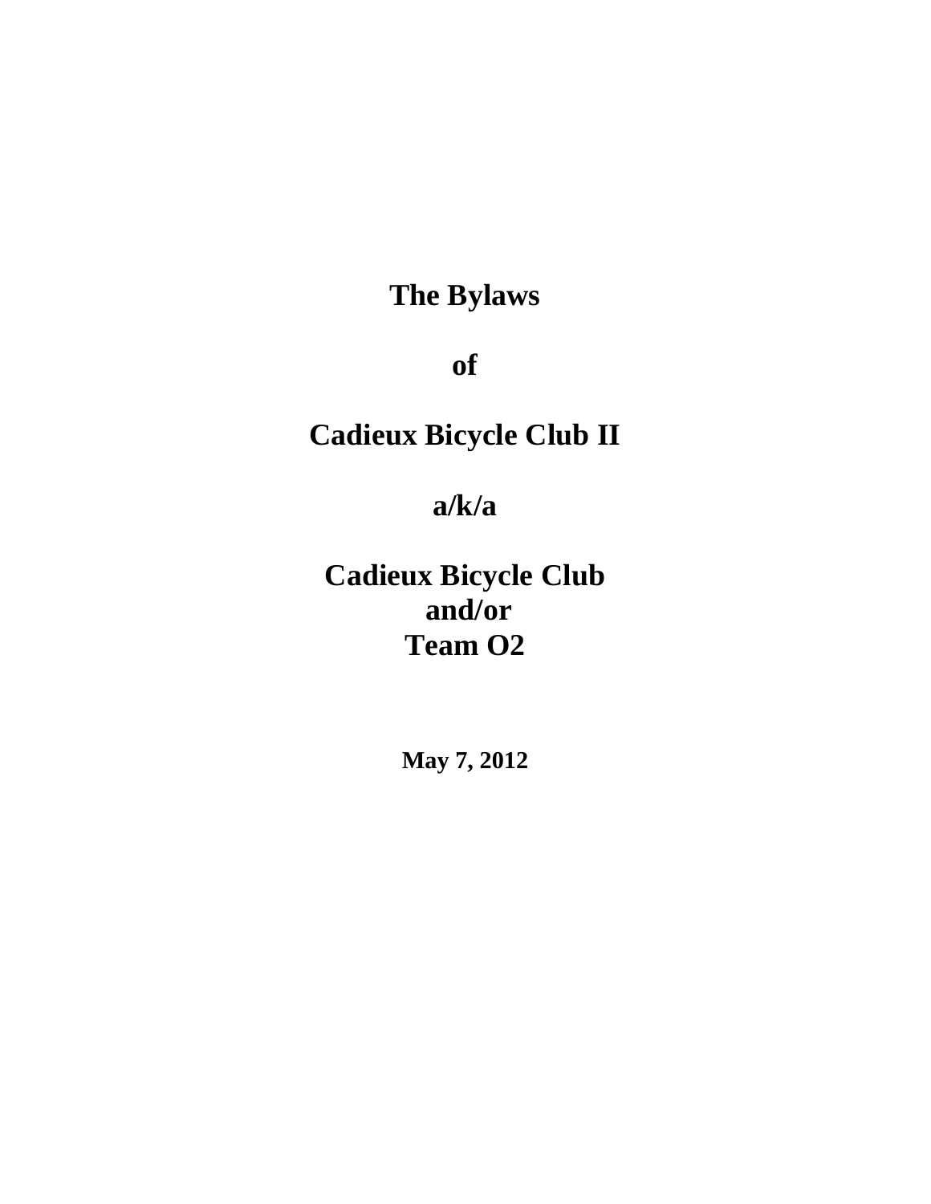# The Bylaws

# of

# Cadieux Bicycle Club II

# a/k/a

# Cadieux Bicycle Club
# and/or
# Team O2

**May 7, 2012**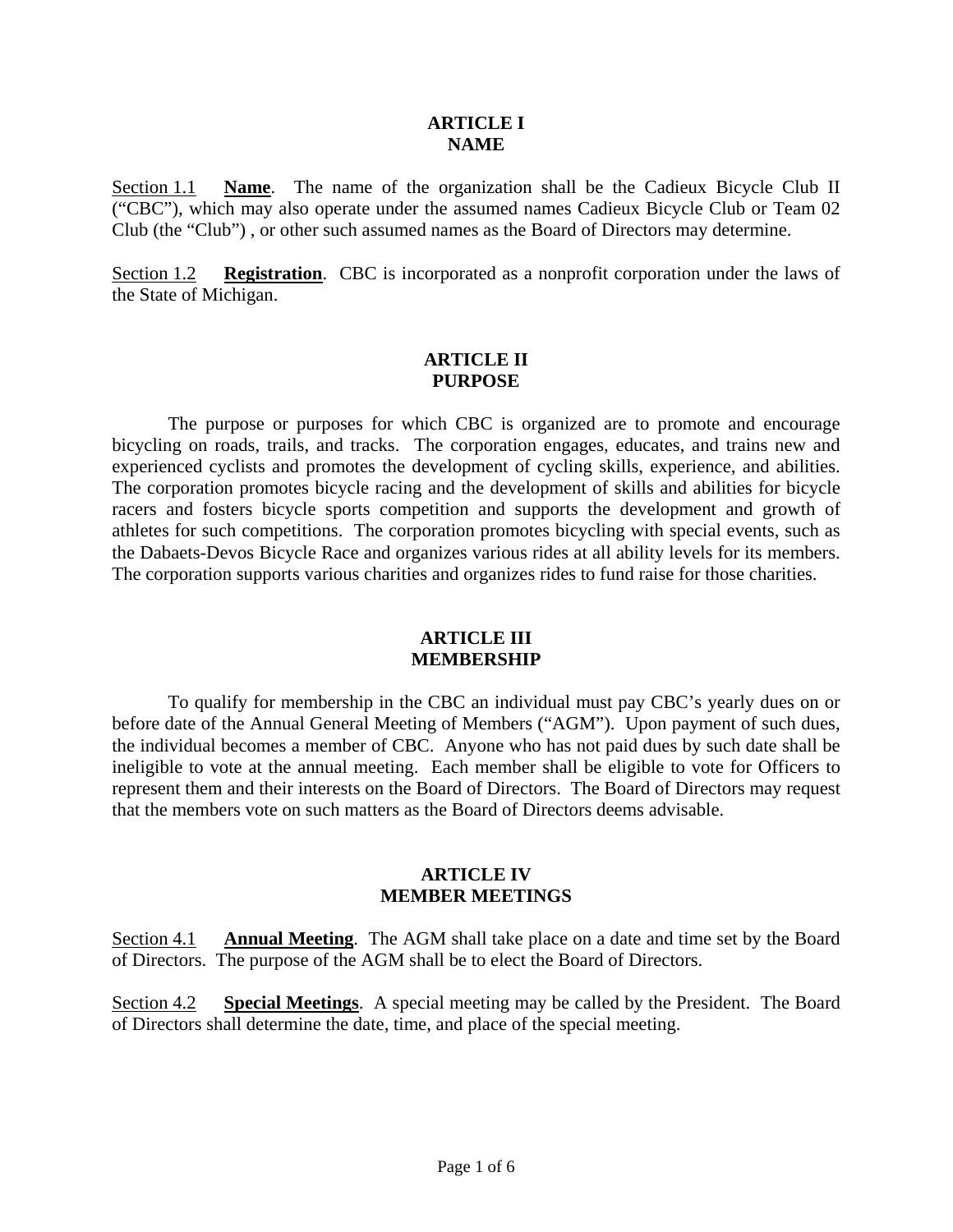## ARTICLE I
## NAME

<u>Section 1.1</u> **<u>Name</u>**. The name of the organization shall be the Cadieux Bicycle Club II ("CBC"), which may also operate under the assumed names Cadieux Bicycle Club or Team 02 Club (the "Club") , or other such assumed names as the Board of Directors may determine.

<u>Section 1.2</u> **<u>Registration</u>**. CBC is incorporated as a nonprofit corporation under the laws of the State of Michigan.

## ARTICLE II
## PURPOSE

The purpose or purposes for which CBC is organized are to promote and encourage bicycling on roads, trails, and tracks. The corporation engages, educates, and trains new and experienced cyclists and promotes the development of cycling skills, experience, and abilities. The corporation promotes bicycle racing and the development of skills and abilities for bicycle racers and fosters bicycle sports competition and supports the development and growth of athletes for such competitions. The corporation promotes bicycling with special events, such as the Dabaets-Devos Bicycle Race and organizes various rides at all ability levels for its members. The corporation supports various charities and organizes rides to fund raise for those charities.

## ARTICLE III
## MEMBERSHIP

To qualify for membership in the CBC an individual must pay CBC's yearly dues on or before date of the Annual General Meeting of Members ("AGM"). Upon payment of such dues, the individual becomes a member of CBC. Anyone who has not paid dues by such date shall be ineligible to vote at the annual meeting. Each member shall be eligible to vote for Officers to represent them and their interests on the Board of Directors. The Board of Directors may request that the members vote on such matters as the Board of Directors deems advisable.

## ARTICLE IV
## MEMBER MEETINGS

<u>Section 4.1</u> **<u>Annual Meeting</u>**. The AGM shall take place on a date and time set by the Board of Directors. The purpose of the AGM shall be to elect the Board of Directors.

<u>Section 4.2</u> **<u>Special Meetings</u>**. A special meeting may be called by the President. The Board of Directors shall determine the date, time, and place of the special meeting.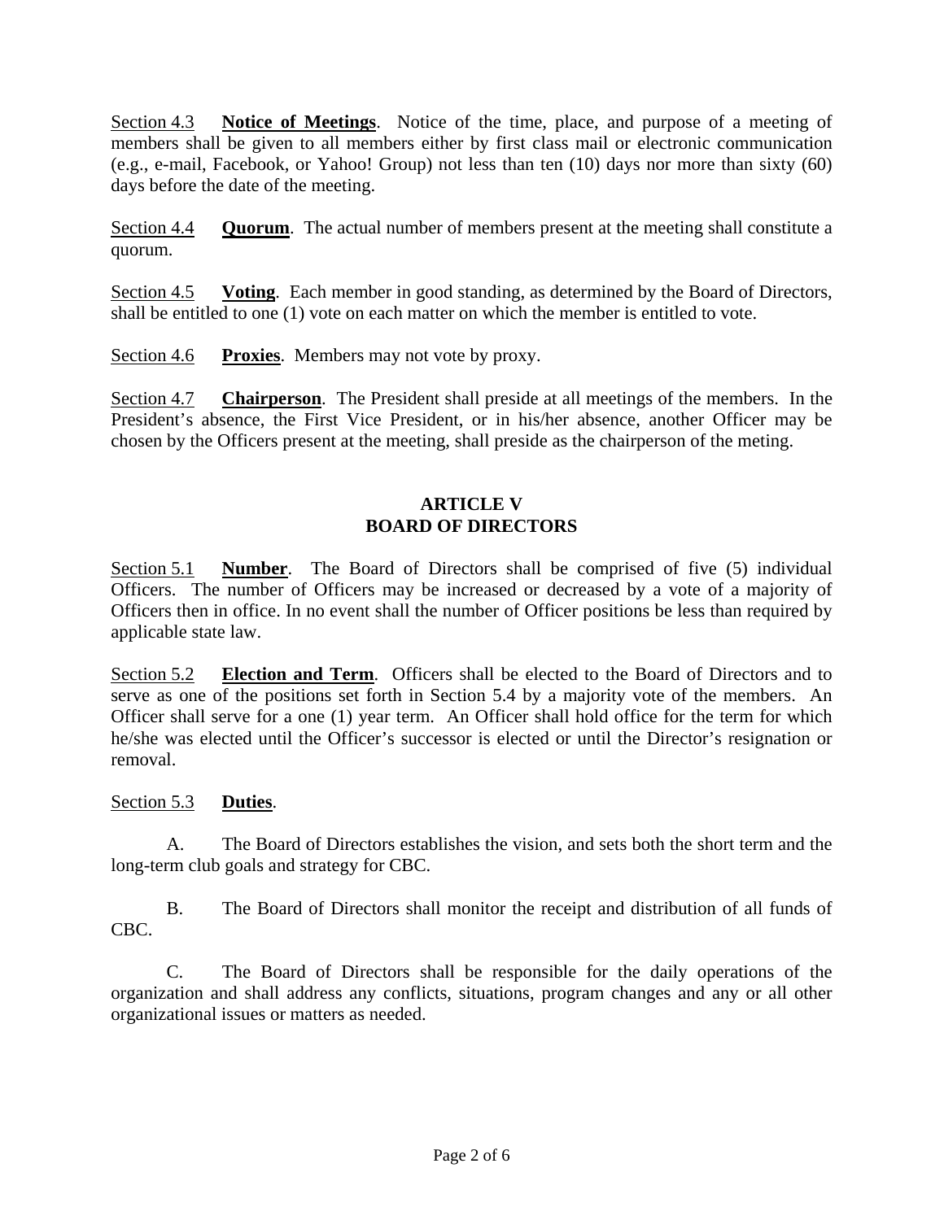Section 4.3 **Notice of Meetings**. Notice of the time, place, and purpose of a meeting of members shall be given to all members either by first class mail or electronic communication (e.g., e-mail, Facebook, or Yahoo! Group) not less than ten (10) days nor more than sixty (60) days before the date of the meeting.

Section 4.4 **Quorum**. The actual number of members present at the meeting shall constitute a quorum.

Section 4.5 **Voting**. Each member in good standing, as determined by the Board of Directors, shall be entitled to one (1) vote on each matter on which the member is entitled to vote.

Section 4.6 **Proxies**. Members may not vote by proxy.

Section 4.7 **Chairperson**. The President shall preside at all meetings of the members. In the President's absence, the First Vice President, or in his/her absence, another Officer may be chosen by the Officers present at the meeting, shall preside as the chairperson of the meting.

## ARTICLE V
## BOARD OF DIRECTORS

Section 5.1 **Number**. The Board of Directors shall be comprised of five (5) individual Officers. The number of Officers may be increased or decreased by a vote of a majority of Officers then in office. In no event shall the number of Officer positions be less than required by applicable state law.

Section 5.2 **Election and Term**. Officers shall be elected to the Board of Directors and to serve as one of the positions set forth in Section 5.4 by a majority vote of the members. An Officer shall serve for a one (1) year term. An Officer shall hold office for the term for which he/she was elected until the Officer's successor is elected or until the Director's resignation or removal.

Section 5.3 **Duties**.

A. The Board of Directors establishes the vision, and sets both the short term and the long-term club goals and strategy for CBC.

B. The Board of Directors shall monitor the receipt and distribution of all funds of CBC.

C. The Board of Directors shall be responsible for the daily operations of the organization and shall address any conflicts, situations, program changes and any or all other organizational issues or matters as needed.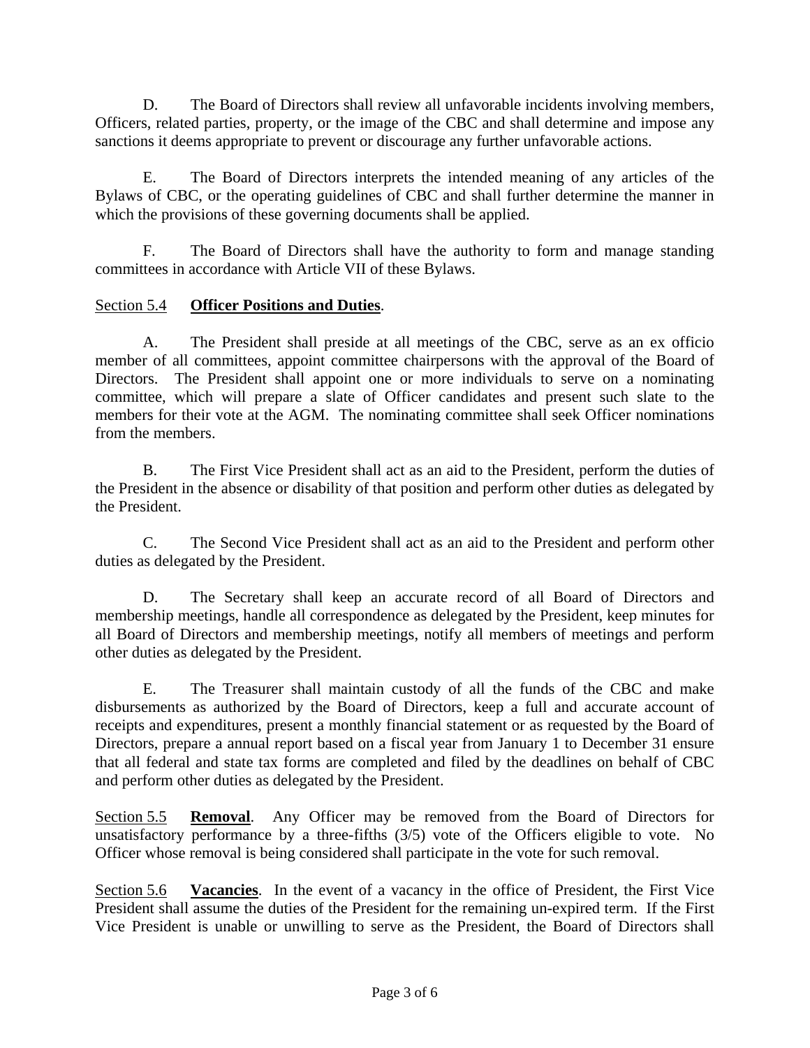D. The Board of Directors shall review all unfavorable incidents involving members, Officers, related parties, property, or the image of the CBC and shall determine and impose any sanctions it deems appropriate to prevent or discourage any further unfavorable actions.

E. The Board of Directors interprets the intended meaning of any articles of the Bylaws of CBC, or the operating guidelines of CBC and shall further determine the manner in which the provisions of these governing documents shall be applied.

F. The Board of Directors shall have the authority to form and manage standing committees in accordance with Article VII of these Bylaws.

<u>Section 5.4</u> **<u>Officer Positions and Duties</u>**.

A. The President shall preside at all meetings of the CBC, serve as an ex officio member of all committees, appoint committee chairpersons with the approval of the Board of Directors. The President shall appoint one or more individuals to serve on a nominating committee, which will prepare a slate of Officer candidates and present such slate to the members for their vote at the AGM. The nominating committee shall seek Officer nominations from the members.

B. The First Vice President shall act as an aid to the President, perform the duties of the President in the absence or disability of that position and perform other duties as delegated by the President.

C. The Second Vice President shall act as an aid to the President and perform other duties as delegated by the President.

D. The Secretary shall keep an accurate record of all Board of Directors and membership meetings, handle all correspondence as delegated by the President, keep minutes for all Board of Directors and membership meetings, notify all members of meetings and perform other duties as delegated by the President.

E. The Treasurer shall maintain custody of all the funds of the CBC and make disbursements as authorized by the Board of Directors, keep a full and accurate account of receipts and expenditures, present a monthly financial statement or as requested by the Board of Directors, prepare a annual report based on a fiscal year from January 1 to December 31 ensure that all federal and state tax forms are completed and filed by the deadlines on behalf of CBC and perform other duties as delegated by the President.

<u>Section 5.5</u> **<u>Removal</u>**. Any Officer may be removed from the Board of Directors for unsatisfactory performance by a three-fifths (3/5) vote of the Officers eligible to vote. No Officer whose removal is being considered shall participate in the vote for such removal.

<u>Section 5.6</u> **<u>Vacancies</u>**. In the event of a vacancy in the office of President, the First Vice President shall assume the duties of the President for the remaining un-expired term. If the First Vice President is unable or unwilling to serve as the President, the Board of Directors shall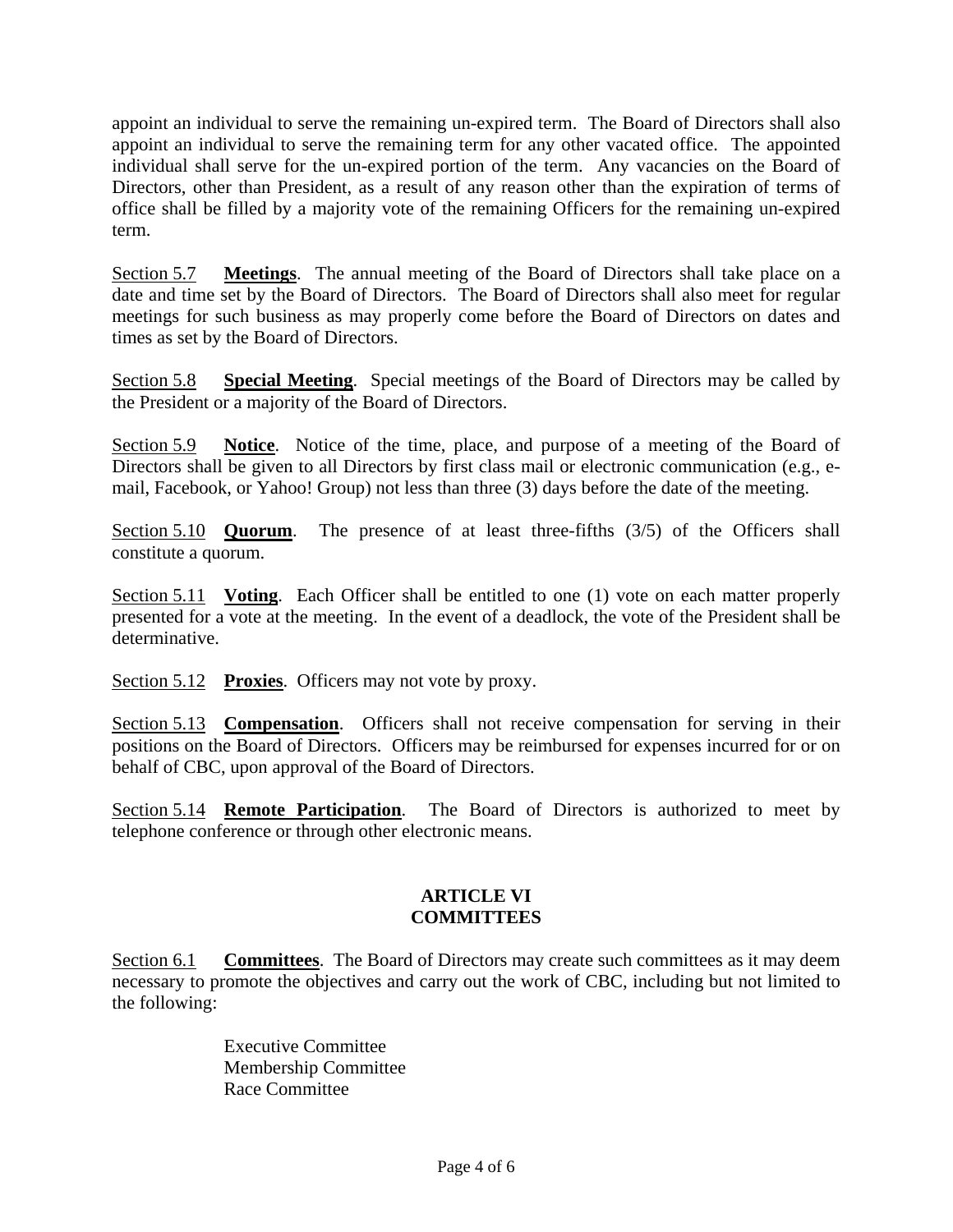appoint an individual to serve the remaining un-expired term. The Board of Directors shall also appoint an individual to serve the remaining term for any other vacated office. The appointed individual shall serve for the un-expired portion of the term. Any vacancies on the Board of Directors, other than President, as a result of any reason other than the expiration of terms of office shall be filled by a majority vote of the remaining Officers for the remaining un-expired term.

Section 5.7 **Meetings**. The annual meeting of the Board of Directors shall take place on a date and time set by the Board of Directors. The Board of Directors shall also meet for regular meetings for such business as may properly come before the Board of Directors on dates and times as set by the Board of Directors.

Section 5.8 **Special Meeting**. Special meetings of the Board of Directors may be called by the President or a majority of the Board of Directors.

Section 5.9 **Notice**. Notice of the time, place, and purpose of a meeting of the Board of Directors shall be given to all Directors by first class mail or electronic communication (e.g., e-mail, Facebook, or Yahoo! Group) not less than three (3) days before the date of the meeting.

Section 5.10 **Quorum**. The presence of at least three-fifths (3/5) of the Officers shall constitute a quorum.

Section 5.11 **Voting**. Each Officer shall be entitled to one (1) vote on each matter properly presented for a vote at the meeting. In the event of a deadlock, the vote of the President shall be determinative.

Section 5.12 **Proxies**. Officers may not vote by proxy.

Section 5.13 **Compensation**. Officers shall not receive compensation for serving in their positions on the Board of Directors. Officers may be reimbursed for expenses incurred for or on behalf of CBC, upon approval of the Board of Directors.

Section 5.14 **Remote Participation**. The Board of Directors is authorized to meet by telephone conference or through other electronic means.

## ARTICLE VI
## COMMITTEES

Section 6.1 **Committees**. The Board of Directors may create such committees as it may deem necessary to promote the objectives and carry out the work of CBC, including but not limited to the following:

Executive Committee
Membership Committee
Race Committee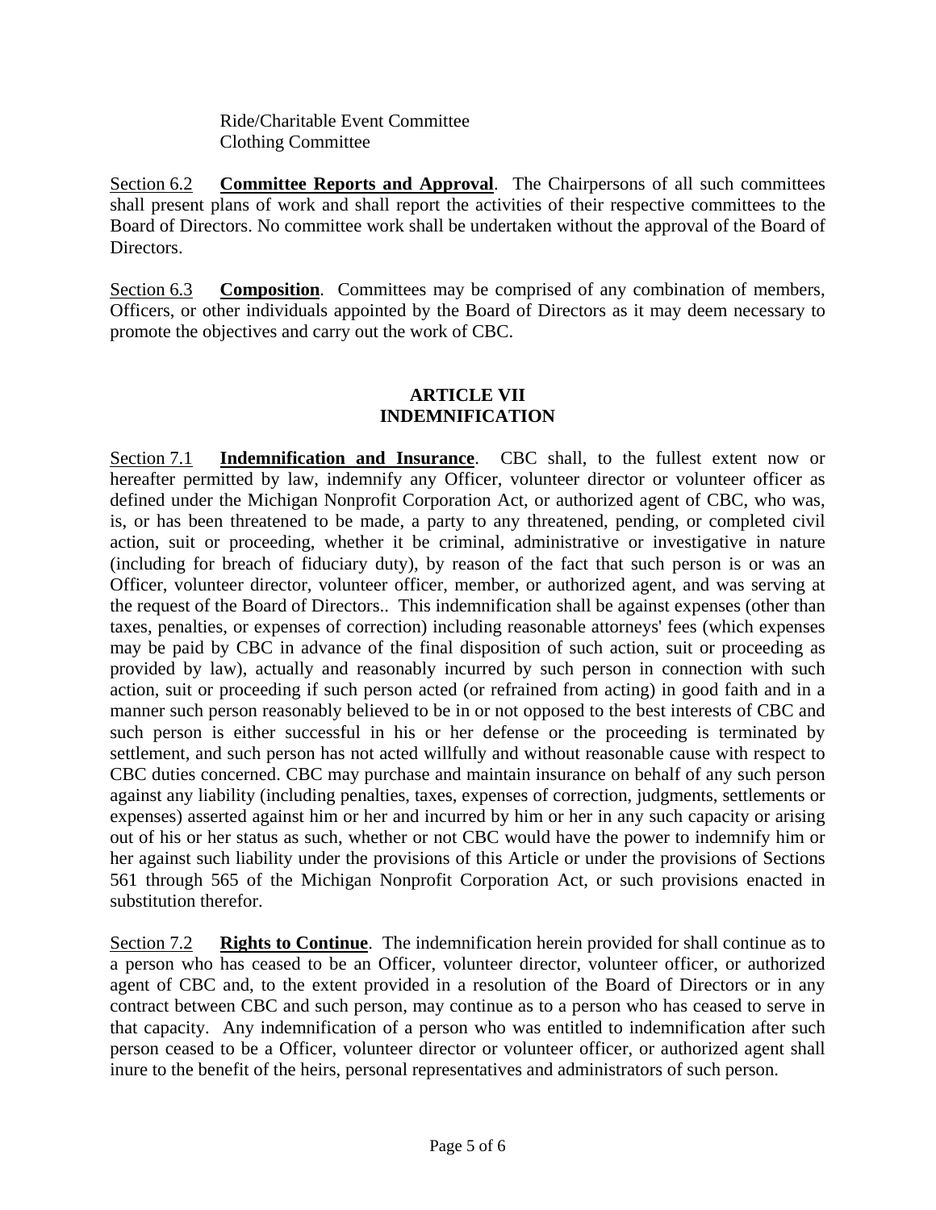Ride/Charitable Event Committee
Clothing Committee

Section 6.2 **Committee Reports and Approval**. The Chairpersons of all such committees shall present plans of work and shall report the activities of their respective committees to the Board of Directors. No committee work shall be undertaken without the approval of the Board of Directors.

Section 6.3 **Composition**. Committees may be comprised of any combination of members, Officers, or other individuals appointed by the Board of Directors as it may deem necessary to promote the objectives and carry out the work of CBC.

## ARTICLE VII
## INDEMNIFICATION

Section 7.1 **Indemnification and Insurance**. CBC shall, to the fullest extent now or hereafter permitted by law, indemnify any Officer, volunteer director or volunteer officer as defined under the Michigan Nonprofit Corporation Act, or authorized agent of CBC, who was, is, or has been threatened to be made, a party to any threatened, pending, or completed civil action, suit or proceeding, whether it be criminal, administrative or investigative in nature (including for breach of fiduciary duty), by reason of the fact that such person is or was an Officer, volunteer director, volunteer officer, member, or authorized agent, and was serving at the request of the Board of Directors.. This indemnification shall be against expenses (other than taxes, penalties, or expenses of correction) including reasonable attorneys' fees (which expenses may be paid by CBC in advance of the final disposition of such action, suit or proceeding as provided by law), actually and reasonably incurred by such person in connection with such action, suit or proceeding if such person acted (or refrained from acting) in good faith and in a manner such person reasonably believed to be in or not opposed to the best interests of CBC and such person is either successful in his or her defense or the proceeding is terminated by settlement, and such person has not acted willfully and without reasonable cause with respect to CBC duties concerned. CBC may purchase and maintain insurance on behalf of any such person against any liability (including penalties, taxes, expenses of correction, judgments, settlements or expenses) asserted against him or her and incurred by him or her in any such capacity or arising out of his or her status as such, whether or not CBC would have the power to indemnify him or her against such liability under the provisions of this Article or under the provisions of Sections 561 through 565 of the Michigan Nonprofit Corporation Act, or such provisions enacted in substitution therefor.

Section 7.2 **Rights to Continue**. The indemnification herein provided for shall continue as to a person who has ceased to be an Officer, volunteer director, volunteer officer, or authorized agent of CBC and, to the extent provided in a resolution of the Board of Directors or in any contract between CBC and such person, may continue as to a person who has ceased to serve in that capacity. Any indemnification of a person who was entitled to indemnification after such person ceased to be a Officer, volunteer director or volunteer officer, or authorized agent shall inure to the benefit of the heirs, personal representatives and administrators of such person.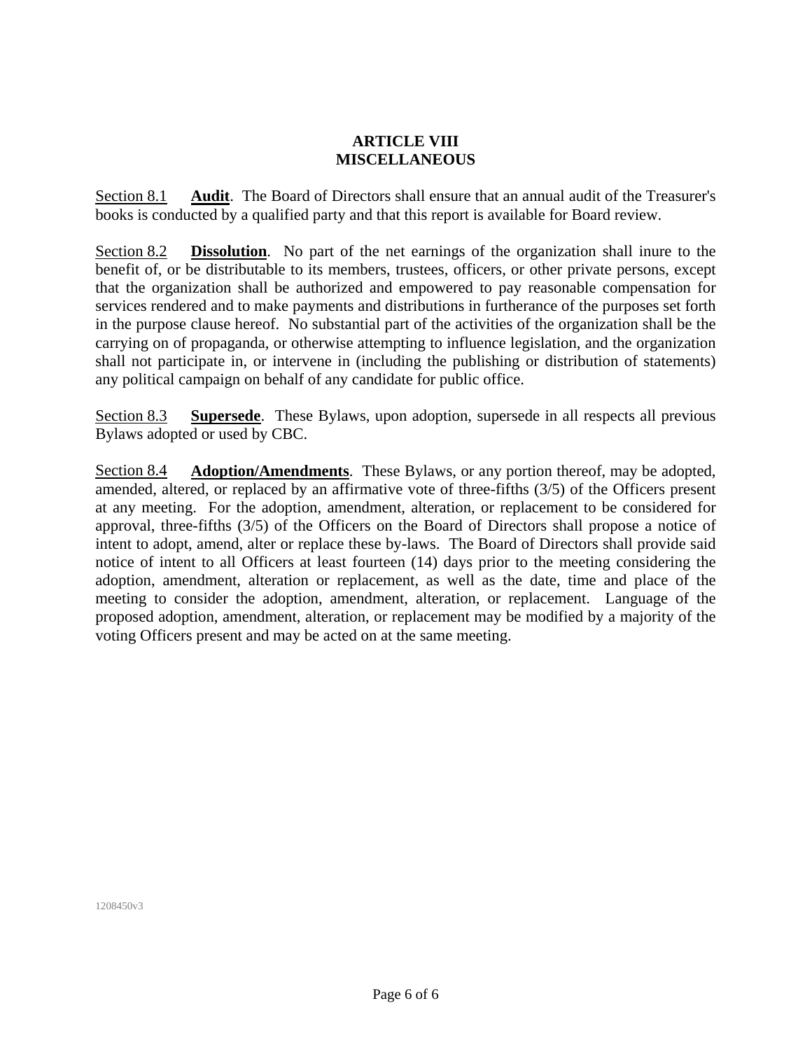## ARTICLE VIII
## MISCELLANEOUS

Section 8.1 **Audit**. The Board of Directors shall ensure that an annual audit of the Treasurer's books is conducted by a qualified party and that this report is available for Board review.

Section 8.2 **Dissolution**. No part of the net earnings of the organization shall inure to the benefit of, or be distributable to its members, trustees, officers, or other private persons, except that the organization shall be authorized and empowered to pay reasonable compensation for services rendered and to make payments and distributions in furtherance of the purposes set forth in the purpose clause hereof. No substantial part of the activities of the organization shall be the carrying on of propaganda, or otherwise attempting to influence legislation, and the organization shall not participate in, or intervene in (including the publishing or distribution of statements) any political campaign on behalf of any candidate for public office.

Section 8.3 **Supersede**. These Bylaws, upon adoption, supersede in all respects all previous Bylaws adopted or used by CBC.

Section 8.4 **Adoption/Amendments**. These Bylaws, or any portion thereof, may be adopted, amended, altered, or replaced by an affirmative vote of three-fifths (3/5) of the Officers present at any meeting. For the adoption, amendment, alteration, or replacement to be considered for approval, three-fifths (3/5) of the Officers on the Board of Directors shall propose a notice of intent to adopt, amend, alter or replace these by-laws. The Board of Directors shall provide said notice of intent to all Officers at least fourteen (14) days prior to the meeting considering the adoption, amendment, alteration or replacement, as well as the date, time and place of the meeting to consider the adoption, amendment, alteration, or replacement. Language of the proposed adoption, amendment, alteration, or replacement may be modified by a majority of the voting Officers present and may be acted on at the same meeting.

1208450v3